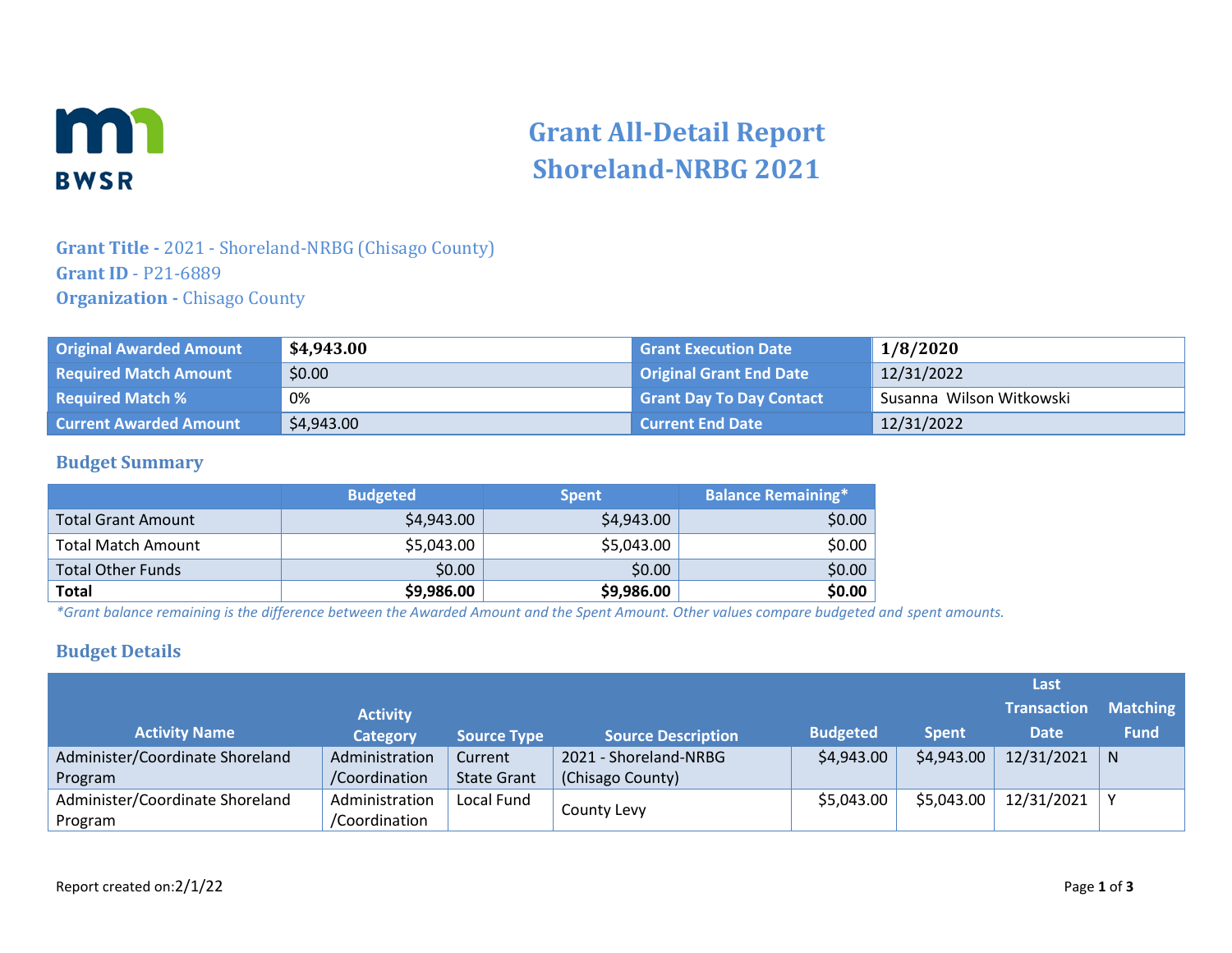# Grant All-Detail Report
# Shoreland-NRBG 2021

**Grant Title -** 2021 - Shoreland-NRBG (Chisago County)
**Grant ID** - P21-6889
**Organization -** Chisago County

| Original Awarded Amount | **$4,943.00** | Grant Execution Date | **1/8/2020** |
|---|---|---|---|
| Required Match Amount | $0.00 | Original Grant End Date | 12/31/2022 |
| Required Match % | 0% | Grant Day To Day Contact | Susanna Wilson Witkowski |
| Current Awarded Amount | $4,943.00 | Current End Date | 12/31/2022 |

## Budget Summary

| | Budgeted | Spent | Balance Remaining* |
|---|---|---|---|
| Total Grant Amount | $4,943.00 | $4,943.00 | $0.00 |
| Total Match Amount | $5,043.00 | $5,043.00 | $0.00 |
| Total Other Funds | $0.00 | $0.00 | $0.00 |
| **Total** | **$9,986.00** | **$9,986.00** | **$0.00** |

*\*Grant balance remaining is the difference between the Awarded Amount and the Spent Amount. Other values compare budgeted and spent amounts.*

## Budget Details

| Activity Name | Activity Category | Source Type | Source Description | Budgeted | Spent | Last Transaction Date | Matching Fund |
|---|---|---|---|---|---|---|---|
| Administer/Coordinate Shoreland Program | Administration /Coordination | Current State Grant | 2021 - Shoreland-NRBG (Chisago County) | $4,943.00 | $4,943.00 | 12/31/2021 | N |
| Administer/Coordinate Shoreland Program | Administration /Coordination | Local Fund | County Levy | $5,043.00 | $5,043.00 | 12/31/2021 | Y |

Report created on:2/1/22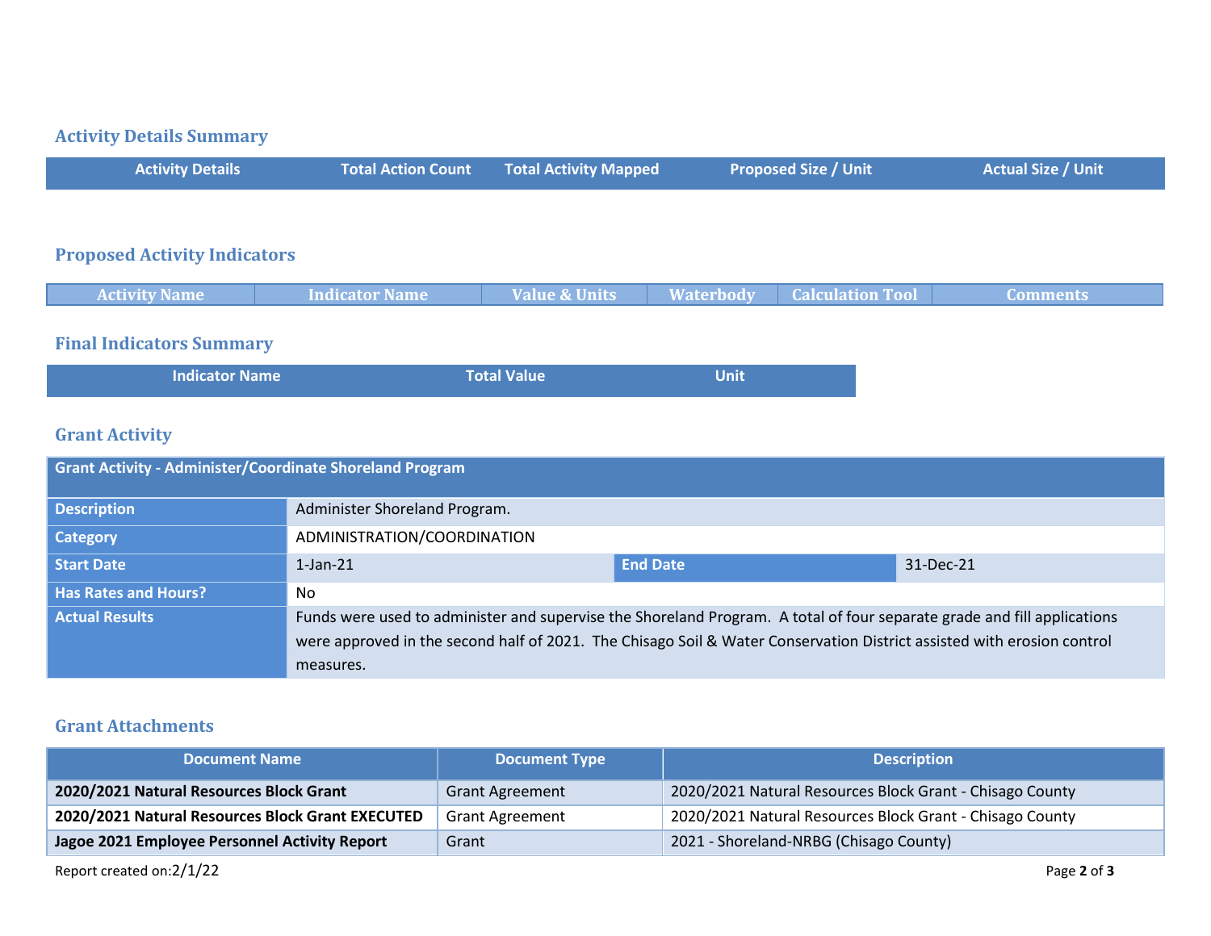## Activity Details Summary

| Activity Details | Total Action Count | Total Activity Mapped | Proposed Size / Unit | Actual Size / Unit |
|---|---|---|---|---|

## Proposed Activity Indicators

| Activity Name | Indicator Name | Value & Units | Waterbody | Calculation Tool | Comments |
|---|---|---|---|---|---|

## Final Indicators Summary

| Indicator Name | Total Value | Unit |
|---|---|---|

## Grant Activity

| Grant Activity - Administer/Coordinate Shoreland Program | | | |
|---|---|---|---|
| **Description** | Administer Shoreland Program. | | |
| **Category** | ADMINISTRATION/COORDINATION | | |
| **Start Date** | 1-Jan-21 | **End Date** | 31-Dec-21 |
| **Has Rates and Hours?** | No | | |
| **Actual Results** | Funds were used to administer and supervise the Shoreland Program. A total of four separate grade and fill applications were approved in the second half of 2021. The Chisago Soil & Water Conservation District assisted with erosion control measures. | | |

## Grant Attachments

| Document Name | Document Type | Description |
|---|---|---|
| **2020/2021 Natural Resources Block Grant** | Grant Agreement | 2020/2021 Natural Resources Block Grant - Chisago County |
| **2020/2021 Natural Resources Block Grant EXECUTED** | Grant Agreement | 2020/2021 Natural Resources Block Grant - Chisago County |
| **Jagoe 2021 Employee Personnel Activity Report** | Grant | 2021 - Shoreland-NRBG (Chisago County) |

Report created on:2/1/22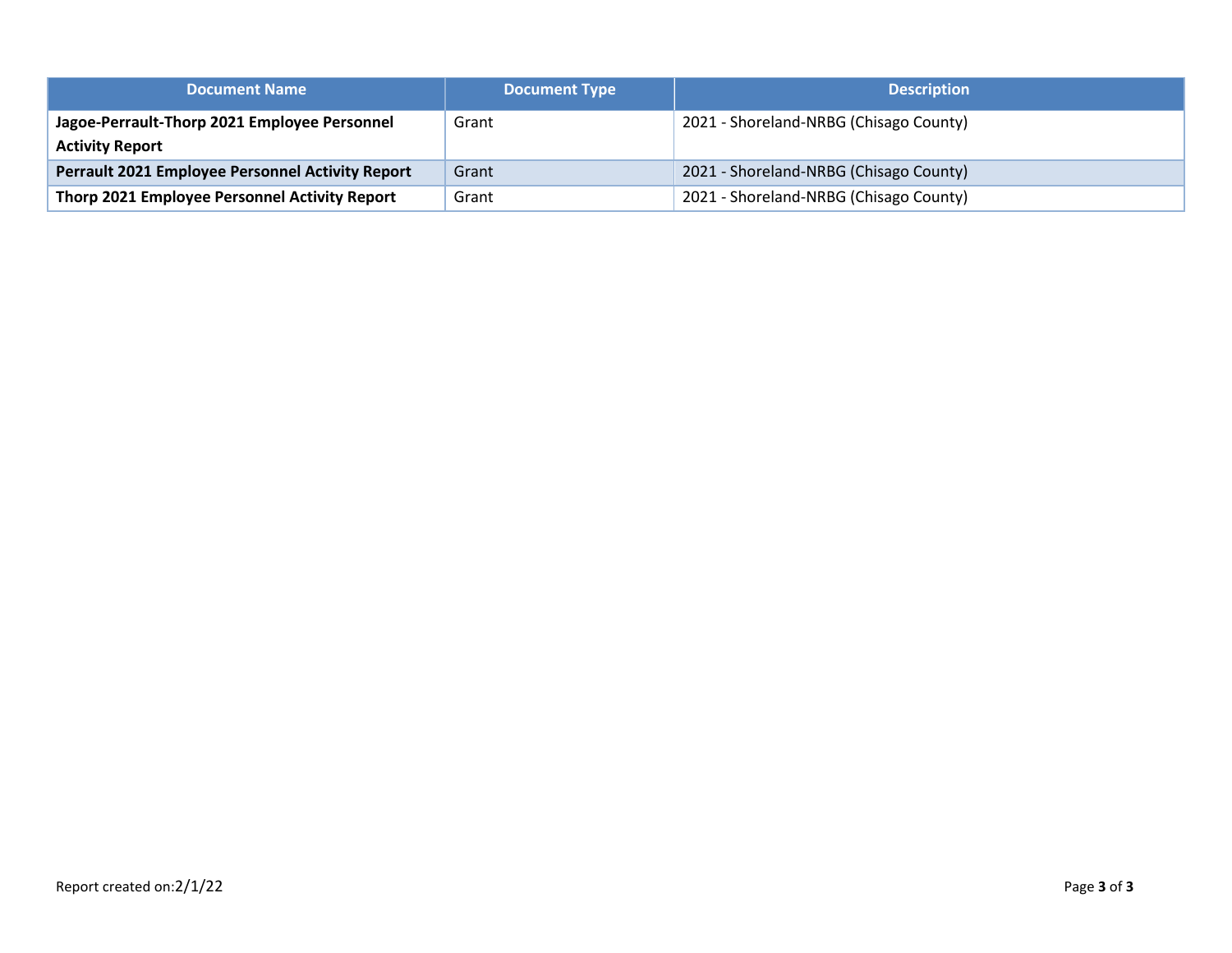| Document Name | Document Type | Description |
|---|---|---|
| **Jagoe-Perrault-Thorp 2021 Employee Personnel Activity Report** | Grant | 2021 - Shoreland-NRBG (Chisago County) |
| **Perrault 2021 Employee Personnel Activity Report** | Grant | 2021 - Shoreland-NRBG (Chisago County) |
| **Thorp 2021 Employee Personnel Activity Report** | Grant | 2021 - Shoreland-NRBG (Chisago County) |

Report created on:2/1/22